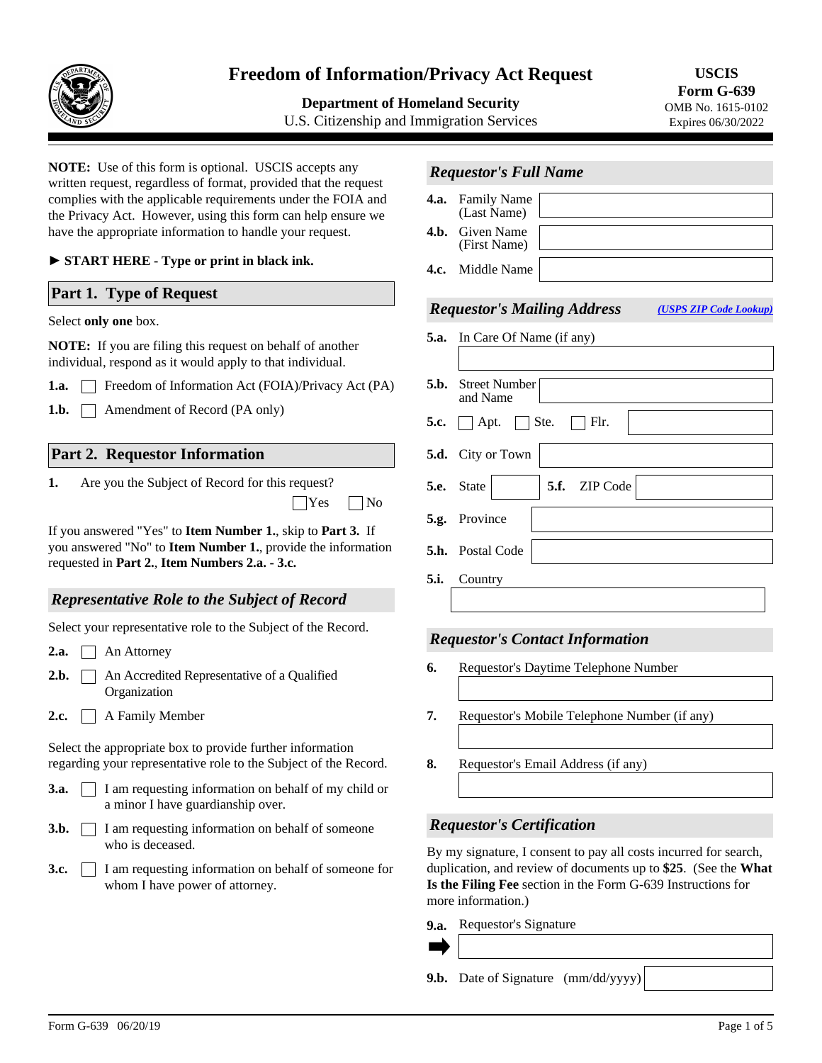# Freedom of Information/Privacy Act Request

**Department of Homeland Security**
U.S. Citizenship and Immigration Services

**USCIS**
**Form G-639**
OMB No. 1615-0102
Expires 06/30/2022

**NOTE:** Use of this form is optional. USCIS accepts any written request, regardless of format, provided that the request complies with the applicable requirements under the FOIA and the Privacy Act. However, using this form can help ensure we have the appropriate information to handle your request.

► **START HERE - Type or print in black ink.**

## Part 1. Type of Request

Select **only one** box.

**NOTE:** If you are filing this request on behalf of another individual, respond as it would apply to that individual.

**1.a.** ☐ Freedom of Information Act (FOIA)/Privacy Act (PA)

**1.b.** ☐ Amendment of Record (PA only)

## Part 2. Requestor Information

**1.** Are you the Subject of Record for this request? ☐ Yes ☐ No

If you answered "Yes" to **Item Number 1.**, skip to **Part 3.** If you answered "No" to **Item Number 1.**, provide the information requested in **Part 2.**, **Item Numbers 2.a. - 3.c.**

### *Representative Role to the Subject of Record*

Select your representative role to the Subject of the Record.

**2.a.** ☐ An Attorney

**2.b.** ☐ An Accredited Representative of a Qualified Organization

**2.c.** ☐ A Family Member

Select the appropriate box to provide further information regarding your representative role to the Subject of the Record.

**3.a.** ☐ I am requesting information on behalf of my child or a minor I have guardianship over.

**3.b.** ☐ I am requesting information on behalf of someone who is deceased.

**3.c.** ☐ I am requesting information on behalf of someone for whom I have power of attorney.

### *Requestor's Full Name*

**4.a.** Family Name (Last Name) ____________

**4.b.** Given Name (First Name) ____________

**4.c.** Middle Name ____________

### *Requestor's Mailing Address*

*(USPS ZIP Code Lookup)*

**5.a.** In Care Of Name (if any) ____________

**5.b.** Street Number and Name ____________

**5.c.** ☐ Apt. ☐ Ste. ☐ Flr. ____________

**5.d.** City or Town ____________

**5.e.** State ____________ **5.f.** ZIP Code ____________

**5.g.** Province ____________

**5.h.** Postal Code ____________

**5.i.** Country ____________

### *Requestor's Contact Information*

**6.** Requestor's Daytime Telephone Number ____________

**7.** Requestor's Mobile Telephone Number (if any) ____________

**8.** Requestor's Email Address (if any) ____________

### *Requestor's Certification*

By my signature, I consent to pay all costs incurred for search, duplication, and review of documents up to **$25**. (See the **What Is the Filing Fee** section in the Form G-639 Instructions for more information.)

**9.a.** Requestor's Signature

➡ ____________

**9.b.** Date of Signature (mm/dd/yyyy) ____________

Form G-639 06/20/19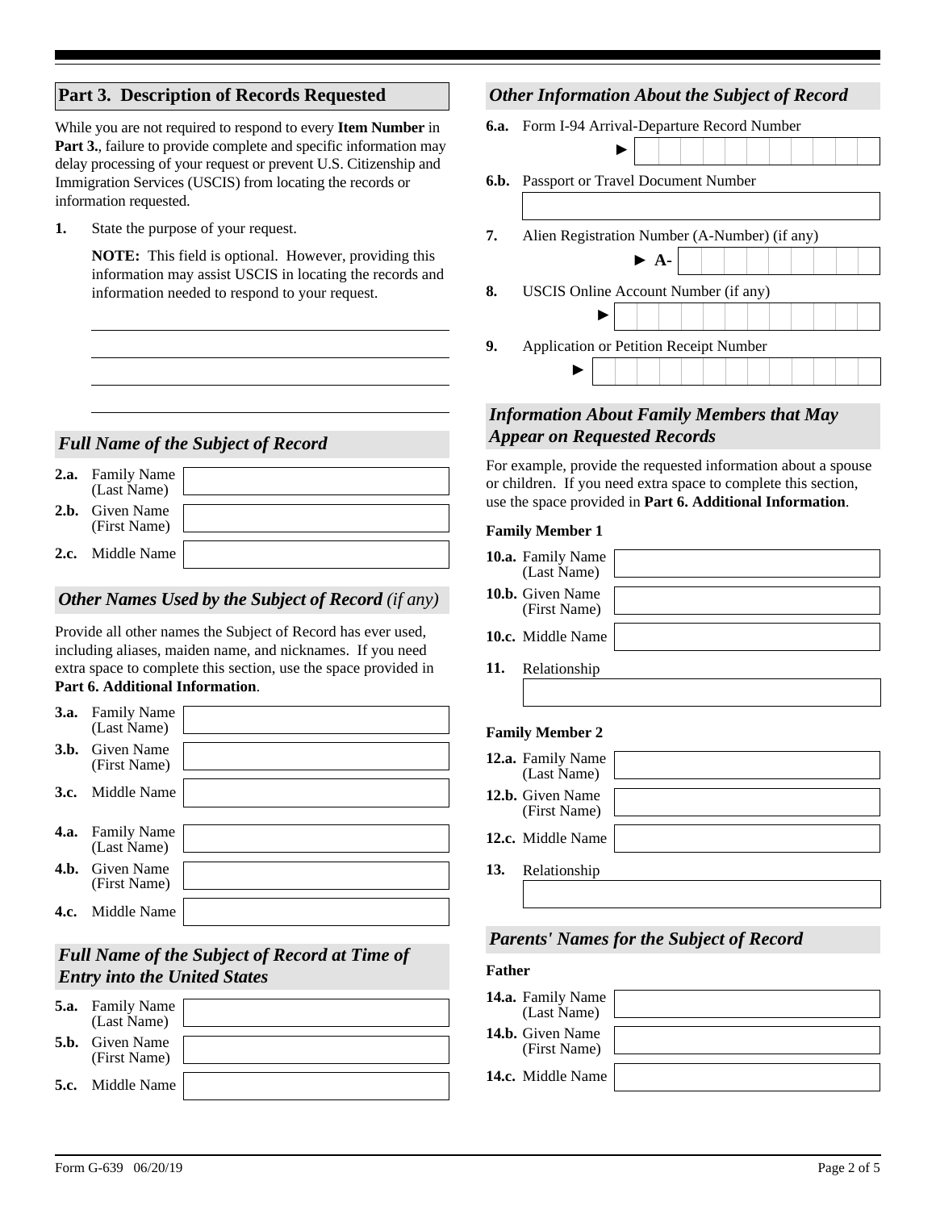## Part 3. Description of Records Requested

While you are not required to respond to every **Item Number** in **Part 3.**, failure to provide complete and specific information may delay processing of your request or prevent U.S. Citizenship and Immigration Services (USCIS) from locating the records or information requested.

**1.** State the purpose of your request.

**NOTE:** This field is optional. However, providing this information may assist USCIS in locating the records and information needed to respond to your request.

### *Full Name of the Subject of Record*

**2.a.** Family Name (Last Name)

**2.b.** Given Name (First Name)

**2.c.** Middle Name

### *Other Names Used by the Subject of Record (if any)*

Provide all other names the Subject of Record has ever used, including aliases, maiden name, and nicknames. If you need extra space to complete this section, use the space provided in **Part 6. Additional Information**.

**3.a.** Family Name (Last Name)

**3.b.** Given Name (First Name)

**3.c.** Middle Name

**4.a.** Family Name (Last Name)

**4.b.** Given Name (First Name)

**4.c.** Middle Name

### *Full Name of the Subject of Record at Time of Entry into the United States*

**5.a.** Family Name (Last Name)

**5.b.** Given Name (First Name)

**5.c.** Middle Name

### *Other Information About the Subject of Record*

**6.a.** Form I-94 Arrival-Departure Record Number ►

**6.b.** Passport or Travel Document Number

**7.** Alien Registration Number (A-Number) (if any) ► A-

**8.** USCIS Online Account Number (if any) ►

**9.** Application or Petition Receipt Number ►

### *Information About Family Members that May Appear on Requested Records*

For example, provide the requested information about a spouse or children. If you need extra space to complete this section, use the space provided in **Part 6. Additional Information**.

**Family Member 1**

**10.a.** Family Name (Last Name)

**10.b.** Given Name (First Name)

**10.c.** Middle Name

**11.** Relationship

**Family Member 2**

**12.a.** Family Name (Last Name)

**12.b.** Given Name (First Name)

**12.c.** Middle Name

**13.** Relationship

### *Parents' Names for the Subject of Record*

**Father**

**14.a.** Family Name (Last Name)

**14.b.** Given Name (First Name)

**14.c.** Middle Name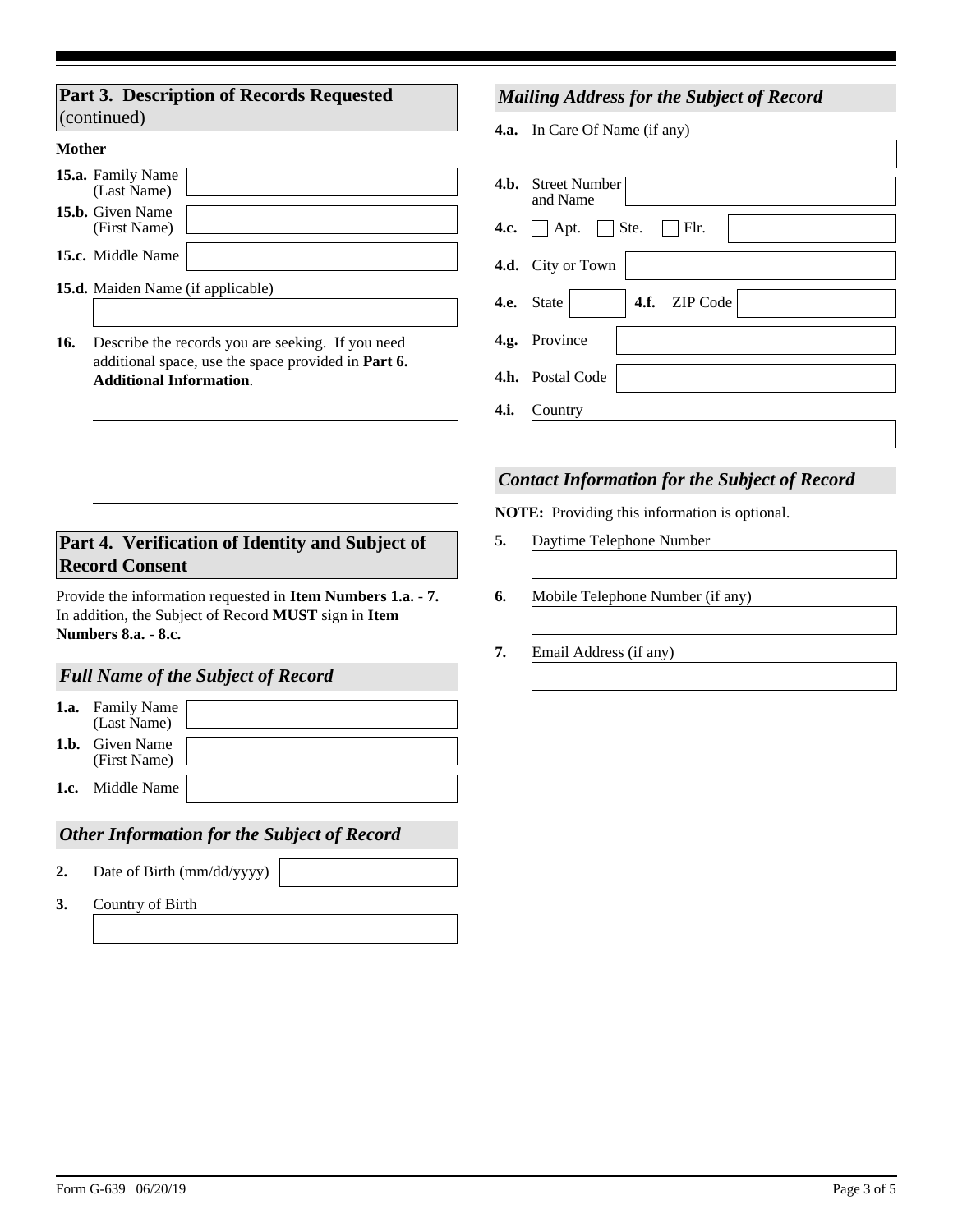## Part 3. Description of Records Requested (continued)

**Mother**

**15.a.** Family Name (Last Name)

**15.b.** Given Name (First Name)

**15.c.** Middle Name

**15.d.** Maiden Name (if applicable)

**16.** Describe the records you are seeking. If you need additional space, use the space provided in **Part 6. Additional Information**.

## Part 4. Verification of Identity and Subject of Record Consent

Provide the information requested in **Item Numbers 1.a.** - **7.** In addition, the Subject of Record **MUST** sign in **Item Numbers 8.a. - 8.c.**

### *Full Name of the Subject of Record*

**1.a.** Family Name (Last Name)

**1.b.** Given Name (First Name)

**1.c.** Middle Name

### *Other Information for the Subject of Record*

**2.** Date of Birth (mm/dd/yyyy)

**3.** Country of Birth

### *Mailing Address for the Subject of Record*

**4.a.** In Care Of Name (if any)

**4.b.** Street Number and Name

**4.c.** ☐ Apt. ☐ Ste. ☐ Flr.

**4.d.** City or Town

**4.e.** State **4.f.** ZIP Code

**4.g.** Province

**4.h.** Postal Code

**4.i.** Country

### *Contact Information for the Subject of Record*

**NOTE:** Providing this information is optional.

**5.** Daytime Telephone Number

**6.** Mobile Telephone Number (if any)

**7.** Email Address (if any)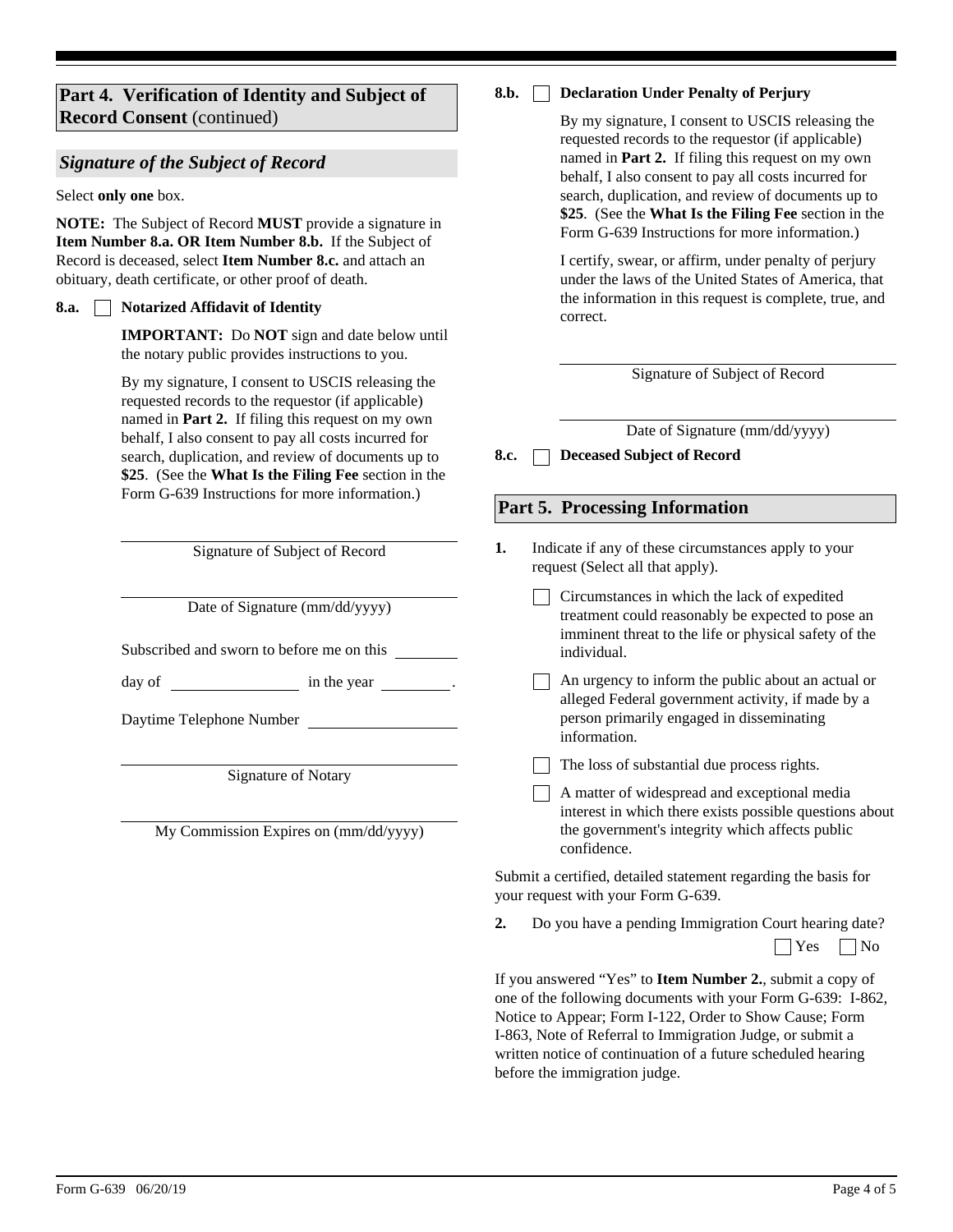## Part 4. Verification of Identity and Subject of Record Consent (continued)

### *Signature of the Subject of Record*

Select **only one** box.

**NOTE:** The Subject of Record **MUST** provide a signature in **Item Number 8.a. OR Item Number 8.b.** If the Subject of Record is deceased, select **Item Number 8.c.** and attach an obituary, death certificate, or other proof of death.

**8.a.** ☐ **Notarized Affidavit of Identity**

**IMPORTANT:** Do **NOT** sign and date below until the notary public provides instructions to you.

By my signature, I consent to USCIS releasing the requested records to the requestor (if applicable) named in **Part 2.** If filing this request on my own behalf, I also consent to pay all costs incurred for search, duplication, and review of documents up to **$25**. (See the **What Is the Filing Fee** section in the Form G-639 Instructions for more information.)

______________________________
Signature of Subject of Record

______________________________
Date of Signature (mm/dd/yyyy)

Subscribed and sworn to before me on this ________

day of ______________ in the year ________.

Daytime Telephone Number ______________

______________________________
Signature of Notary

______________________________
My Commission Expires on (mm/dd/yyyy)

**8.b.** ☐ **Declaration Under Penalty of Perjury**

By my signature, I consent to USCIS releasing the requested records to the requestor (if applicable) named in **Part 2.** If filing this request on my own behalf, I also consent to pay all costs incurred for search, duplication, and review of documents up to **$25**. (See the **What Is the Filing Fee** section in the Form G-639 Instructions for more information.)

I certify, swear, or affirm, under penalty of perjury under the laws of the United States of America, that the information in this request is complete, true, and correct.

______________________________
Signature of Subject of Record

______________________________
Date of Signature (mm/dd/yyyy)

**8.c.** ☐ **Deceased Subject of Record**

## Part 5. Processing Information

**1.** Indicate if any of these circumstances apply to your request (Select all that apply).

- ☐ Circumstances in which the lack of expedited treatment could reasonably be expected to pose an imminent threat to the life or physical safety of the individual.
- ☐ An urgency to inform the public about an actual or alleged Federal government activity, if made by a person primarily engaged in disseminating information.
- ☐ The loss of substantial due process rights.
- ☐ A matter of widespread and exceptional media interest in which there exists possible questions about the government's integrity which affects public confidence.

Submit a certified, detailed statement regarding the basis for your request with your Form G-639.

**2.** Do you have a pending Immigration Court hearing date? ☐ Yes ☐ No

If you answered "Yes" to **Item Number 2.**, submit a copy of one of the following documents with your Form G-639: I-862, Notice to Appear; Form I-122, Order to Show Cause; Form I-863, Note of Referral to Immigration Judge, or submit a written notice of continuation of a future scheduled hearing before the immigration judge.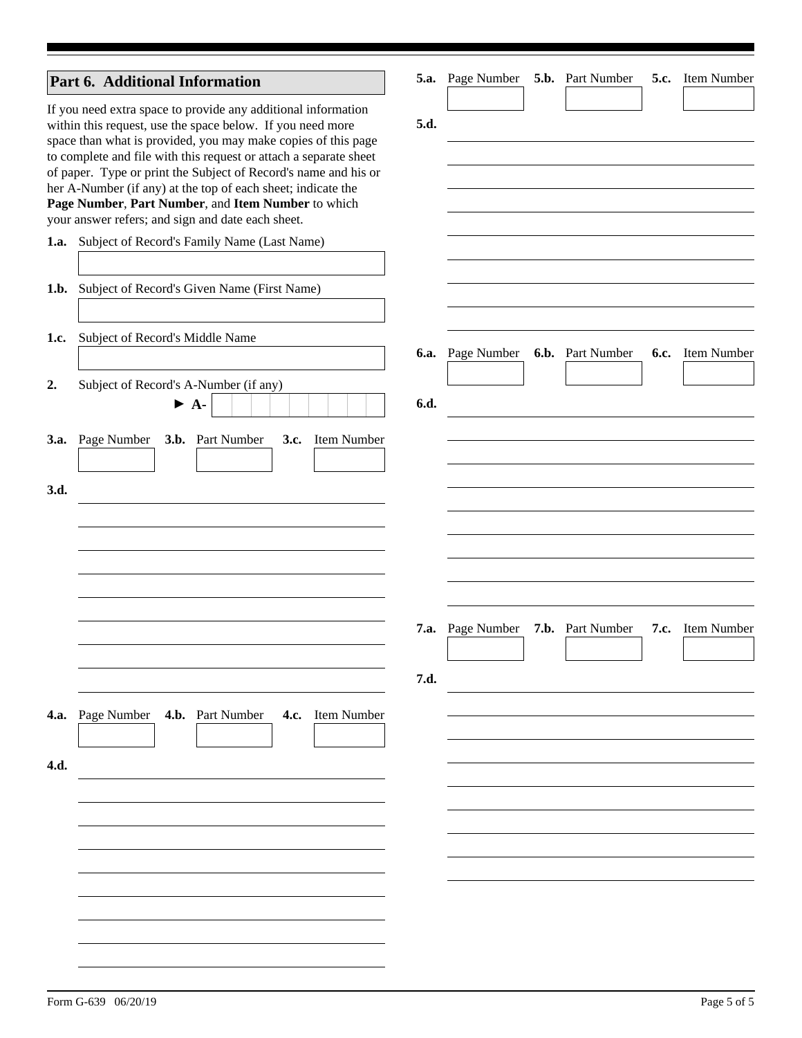## Part 6. Additional Information

If you need extra space to provide any additional information within this request, use the space below. If you need more space than what is provided, you may make copies of this page to complete and file with this request or attach a separate sheet of paper. Type or print the Subject of Record's name and his or her A-Number (if any) at the top of each sheet; indicate the **Page Number**, **Part Number**, and **Item Number** to which your answer refers; and sign and date each sheet.

**1.a.** Subject of Record's Family Name (Last Name)

**1.b.** Subject of Record's Given Name (First Name)

**1.c.** Subject of Record's Middle Name

**2.** Subject of Record's A-Number (if any)
► **A-**

**3.a.** Page Number **3.b.** Part Number **3.c.** Item Number

**3.d.**

**4.a.** Page Number **4.b.** Part Number **4.c.** Item Number

**4.d.**

**5.a.** Page Number **5.b.** Part Number **5.c.** Item Number

**5.d.**

**6.a.** Page Number **6.b.** Part Number **6.c.** Item Number

**6.d.**

**7.a.** Page Number **7.b.** Part Number **7.c.** Item Number

**7.d.**

Form G-639 06/20/19